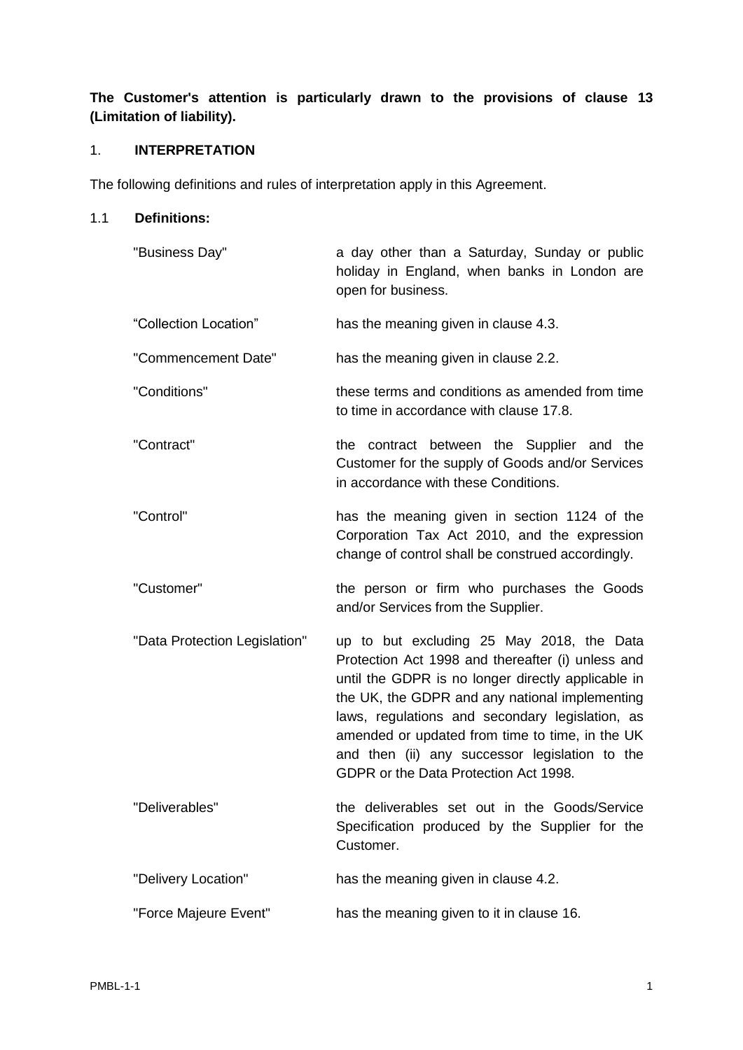**The Customer's attention is particularly drawn to the provisions of clause 13 (Limitation of liability).**

## 1. INTERPRETATION

The following definitions and rules of interpretation apply in this Agreement.

### 1.1 Definitions:

| | |
|---|---|
| "Business Day" | a day other than a Saturday, Sunday or public holiday in England, when banks in London are open for business. |
| "Collection Location" | has the meaning given in clause 4.3. |
| "Commencement Date" | has the meaning given in clause 2.2. |
| "Conditions" | these terms and conditions as amended from time to time in accordance with clause 17.8. |
| "Contract" | the contract between the Supplier and the Customer for the supply of Goods and/or Services in accordance with these Conditions. |
| "Control" | has the meaning given in section 1124 of the Corporation Tax Act 2010, and the expression change of control shall be construed accordingly. |
| "Customer" | the person or firm who purchases the Goods and/or Services from the Supplier. |
| "Data Protection Legislation" | up to but excluding 25 May 2018, the Data Protection Act 1998 and thereafter (i) unless and until the GDPR is no longer directly applicable in the UK, the GDPR and any national implementing laws, regulations and secondary legislation, as amended or updated from time to time, in the UK and then (ii) any successor legislation to the GDPR or the Data Protection Act 1998. |
| "Deliverables" | the deliverables set out in the Goods/Service Specification produced by the Supplier for the Customer. |
| "Delivery Location" | has the meaning given in clause 4.2. |
| "Force Majeure Event" | has the meaning given to it in clause 16. |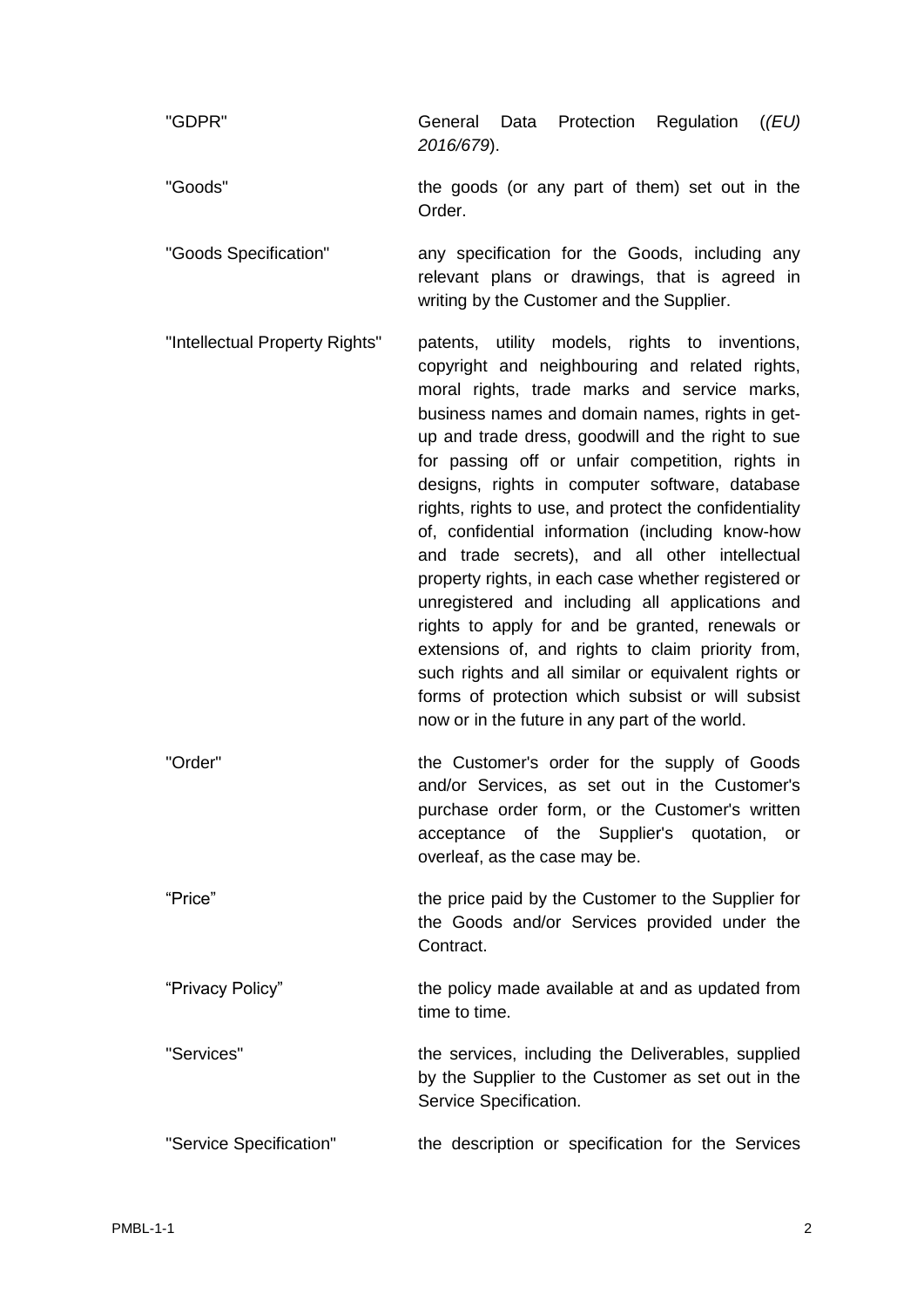| | |
|---|---|
| "GDPR" | General Data Protection Regulation (*(EU) 2016/679*). |
| "Goods" | the goods (or any part of them) set out in the Order. |
| "Goods Specification" | any specification for the Goods, including any relevant plans or drawings, that is agreed in writing by the Customer and the Supplier. |
| "Intellectual Property Rights" | patents, utility models, rights to inventions, copyright and neighbouring and related rights, moral rights, trade marks and service marks, business names and domain names, rights in get-up and trade dress, goodwill and the right to sue for passing off or unfair competition, rights in designs, rights in computer software, database rights, rights to use, and protect the confidentiality of, confidential information (including know-how and trade secrets), and all other intellectual property rights, in each case whether registered or unregistered and including all applications and rights to apply for and be granted, renewals or extensions of, and rights to claim priority from, such rights and all similar or equivalent rights or forms of protection which subsist or will subsist now or in the future in any part of the world. |
| "Order" | the Customer's order for the supply of Goods and/or Services, as set out in the Customer's purchase order form, or the Customer's written acceptance of the Supplier's quotation, or overleaf, as the case may be. |
| "Price" | the price paid by the Customer to the Supplier for the Goods and/or Services provided under the Contract. |
| "Privacy Policy" | the policy made available at and as updated from time to time. |
| "Services" | the services, including the Deliverables, supplied by the Supplier to the Customer as set out in the Service Specification. |
| "Service Specification" | the description or specification for the Services |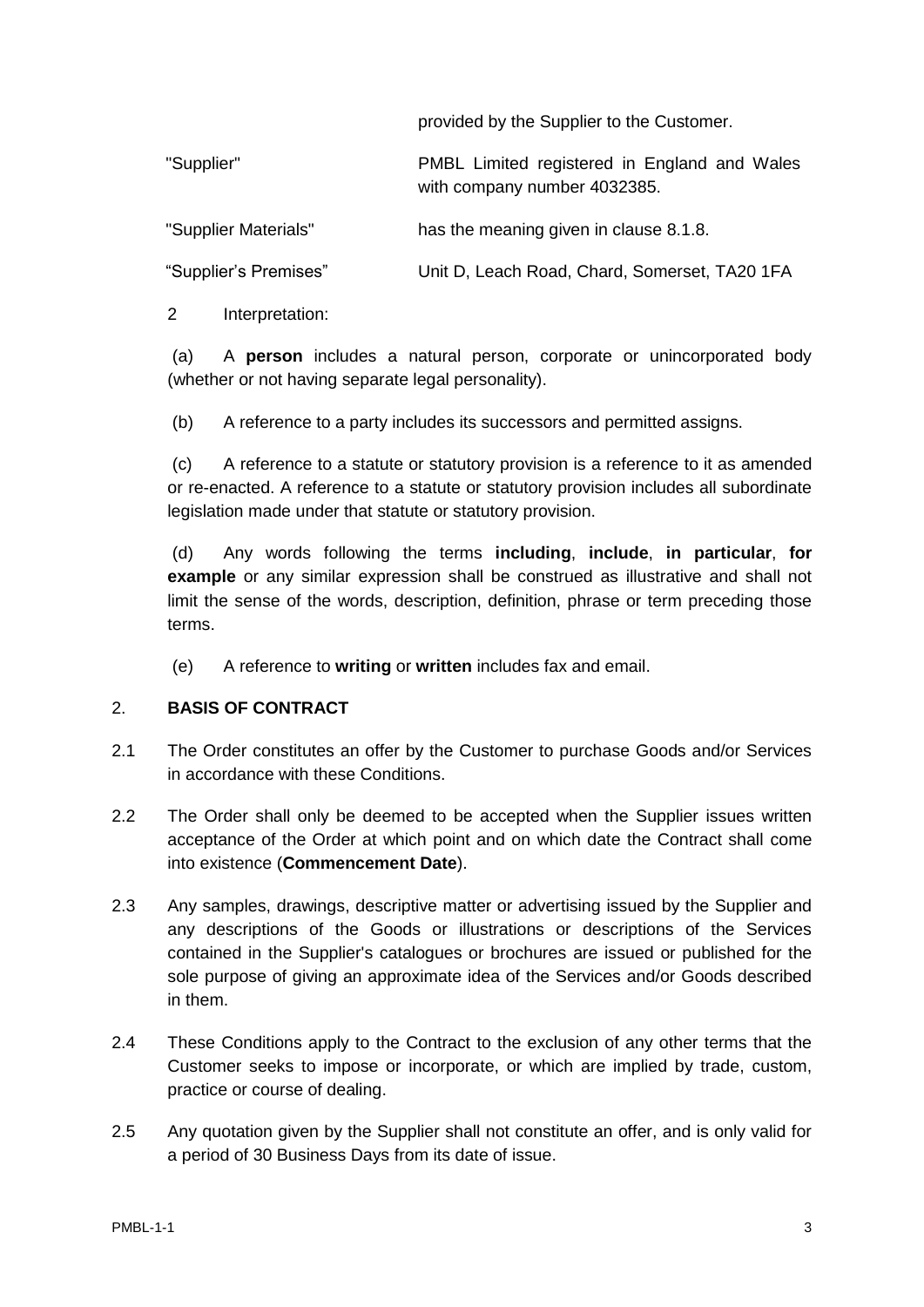| | |
|---|---|
| | provided by the Supplier to the Customer. |
| "Supplier" | PMBL Limited registered in England and Wales with company number 4032385. |
| "Supplier Materials" | has the meaning given in clause 8.1.8. |
| "Supplier's Premises" | Unit D, Leach Road, Chard, Somerset, TA20 1FA |

2 Interpretation:

(a) A **person** includes a natural person, corporate or unincorporated body (whether or not having separate legal personality).

(b) A reference to a party includes its successors and permitted assigns.

(c) A reference to a statute or statutory provision is a reference to it as amended or re-enacted. A reference to a statute or statutory provision includes all subordinate legislation made under that statute or statutory provision.

(d) Any words following the terms **including**, **include**, **in particular**, **for example** or any similar expression shall be construed as illustrative and shall not limit the sense of the words, description, definition, phrase or term preceding those terms.

(e) A reference to **writing** or **written** includes fax and email.

## 2. BASIS OF CONTRACT

2.1 The Order constitutes an offer by the Customer to purchase Goods and/or Services in accordance with these Conditions.

2.2 The Order shall only be deemed to be accepted when the Supplier issues written acceptance of the Order at which point and on which date the Contract shall come into existence (**Commencement Date**).

2.3 Any samples, drawings, descriptive matter or advertising issued by the Supplier and any descriptions of the Goods or illustrations or descriptions of the Services contained in the Supplier's catalogues or brochures are issued or published for the sole purpose of giving an approximate idea of the Services and/or Goods described in them.

2.4 These Conditions apply to the Contract to the exclusion of any other terms that the Customer seeks to impose or incorporate, or which are implied by trade, custom, practice or course of dealing.

2.5 Any quotation given by the Supplier shall not constitute an offer, and is only valid for a period of 30 Business Days from its date of issue.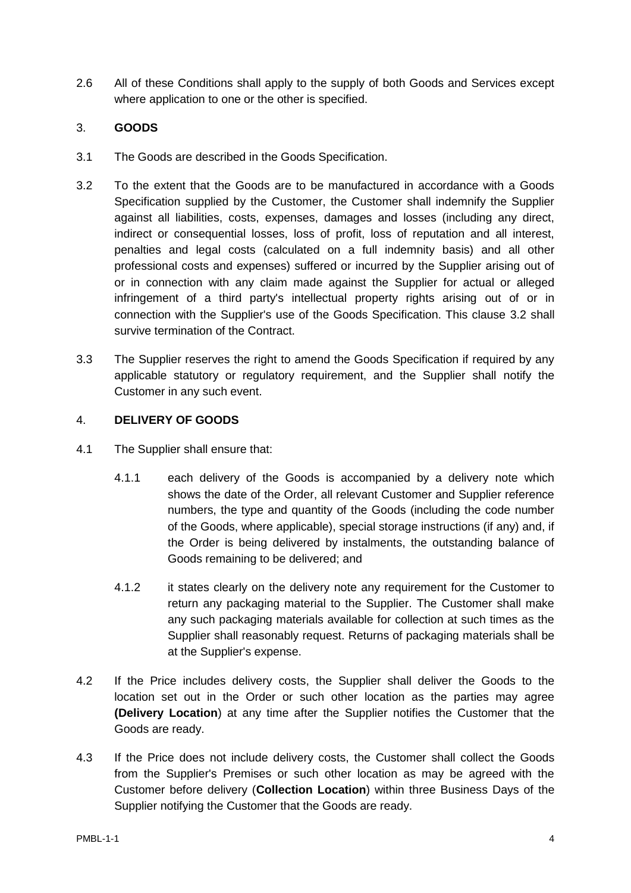2.6 All of these Conditions shall apply to the supply of both Goods and Services except where application to one or the other is specified.

## 3. GOODS

3.1 The Goods are described in the Goods Specification.

3.2 To the extent that the Goods are to be manufactured in accordance with a Goods Specification supplied by the Customer, the Customer shall indemnify the Supplier against all liabilities, costs, expenses, damages and losses (including any direct, indirect or consequential losses, loss of profit, loss of reputation and all interest, penalties and legal costs (calculated on a full indemnity basis) and all other professional costs and expenses) suffered or incurred by the Supplier arising out of or in connection with any claim made against the Supplier for actual or alleged infringement of a third party's intellectual property rights arising out of or in connection with the Supplier's use of the Goods Specification. This clause 3.2 shall survive termination of the Contract.

3.3 The Supplier reserves the right to amend the Goods Specification if required by any applicable statutory or regulatory requirement, and the Supplier shall notify the Customer in any such event.

## 4. DELIVERY OF GOODS

4.1 The Supplier shall ensure that:

4.1.1 each delivery of the Goods is accompanied by a delivery note which shows the date of the Order, all relevant Customer and Supplier reference numbers, the type and quantity of the Goods (including the code number of the Goods, where applicable), special storage instructions (if any) and, if the Order is being delivered by instalments, the outstanding balance of Goods remaining to be delivered; and

4.1.2 it states clearly on the delivery note any requirement for the Customer to return any packaging material to the Supplier. The Customer shall make any such packaging materials available for collection at such times as the Supplier shall reasonably request. Returns of packaging materials shall be at the Supplier's expense.

4.2 If the Price includes delivery costs, the Supplier shall deliver the Goods to the location set out in the Order or such other location as the parties may agree **(Delivery Location**) at any time after the Supplier notifies the Customer that the Goods are ready.

4.3 If the Price does not include delivery costs, the Customer shall collect the Goods from the Supplier's Premises or such other location as may be agreed with the Customer before delivery (**Collection Location**) within three Business Days of the Supplier notifying the Customer that the Goods are ready.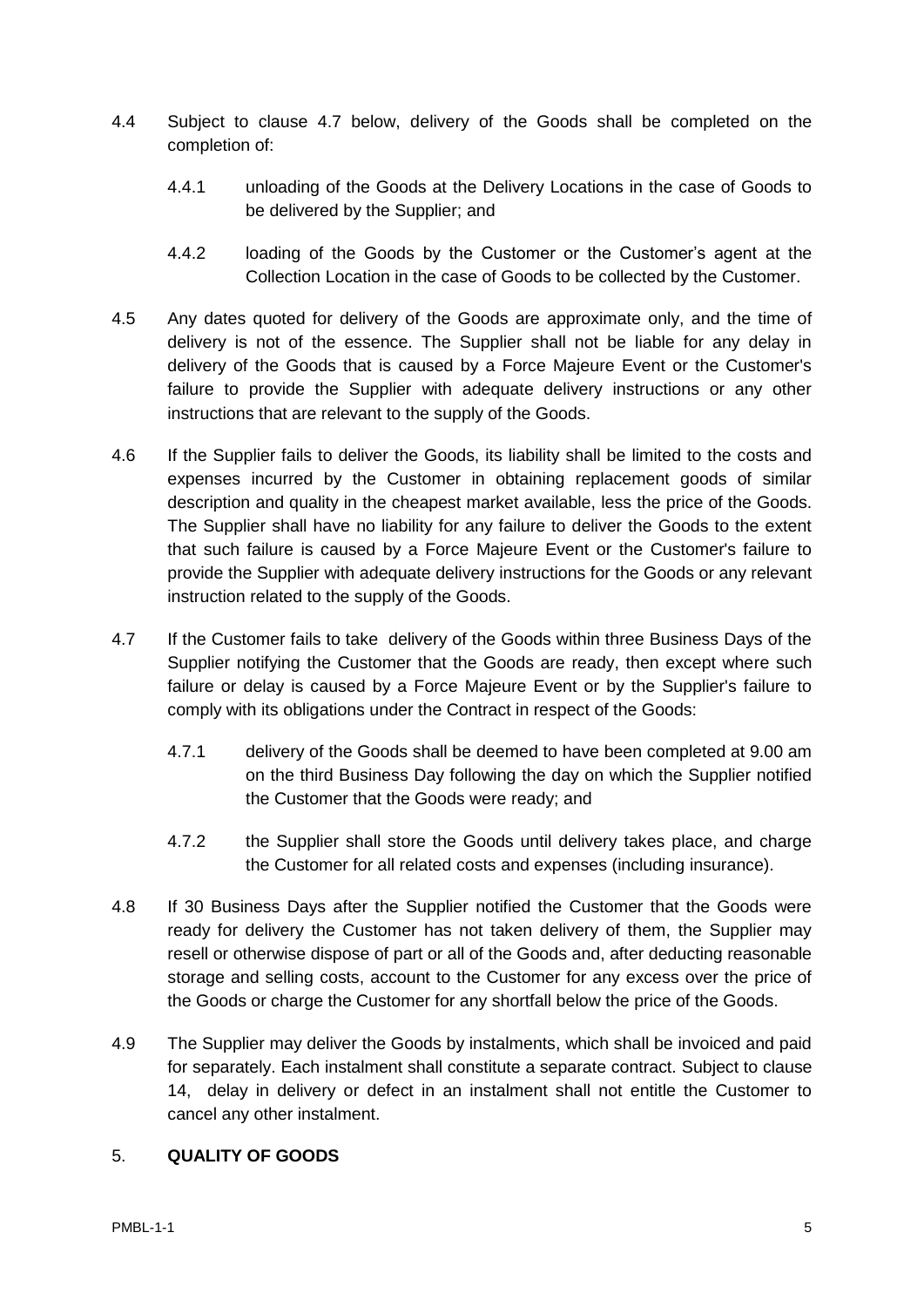4.4 Subject to clause 4.7 below, delivery of the Goods shall be completed on the completion of:

4.4.1 unloading of the Goods at the Delivery Locations in the case of Goods to be delivered by the Supplier; and

4.4.2 loading of the Goods by the Customer or the Customer's agent at the Collection Location in the case of Goods to be collected by the Customer.

4.5 Any dates quoted for delivery of the Goods are approximate only, and the time of delivery is not of the essence. The Supplier shall not be liable for any delay in delivery of the Goods that is caused by a Force Majeure Event or the Customer's failure to provide the Supplier with adequate delivery instructions or any other instructions that are relevant to the supply of the Goods.

4.6 If the Supplier fails to deliver the Goods, its liability shall be limited to the costs and expenses incurred by the Customer in obtaining replacement goods of similar description and quality in the cheapest market available, less the price of the Goods. The Supplier shall have no liability for any failure to deliver the Goods to the extent that such failure is caused by a Force Majeure Event or the Customer's failure to provide the Supplier with adequate delivery instructions for the Goods or any relevant instruction related to the supply of the Goods.

4.7 If the Customer fails to take delivery of the Goods within three Business Days of the Supplier notifying the Customer that the Goods are ready, then except where such failure or delay is caused by a Force Majeure Event or by the Supplier's failure to comply with its obligations under the Contract in respect of the Goods:

4.7.1 delivery of the Goods shall be deemed to have been completed at 9.00 am on the third Business Day following the day on which the Supplier notified the Customer that the Goods were ready; and

4.7.2 the Supplier shall store the Goods until delivery takes place, and charge the Customer for all related costs and expenses (including insurance).

4.8 If 30 Business Days after the Supplier notified the Customer that the Goods were ready for delivery the Customer has not taken delivery of them, the Supplier may resell or otherwise dispose of part or all of the Goods and, after deducting reasonable storage and selling costs, account to the Customer for any excess over the price of the Goods or charge the Customer for any shortfall below the price of the Goods.

4.9 The Supplier may deliver the Goods by instalments, which shall be invoiced and paid for separately. Each instalment shall constitute a separate contract. Subject to clause 14, delay in delivery or defect in an instalment shall not entitle the Customer to cancel any other instalment.

## 5. QUALITY OF GOODS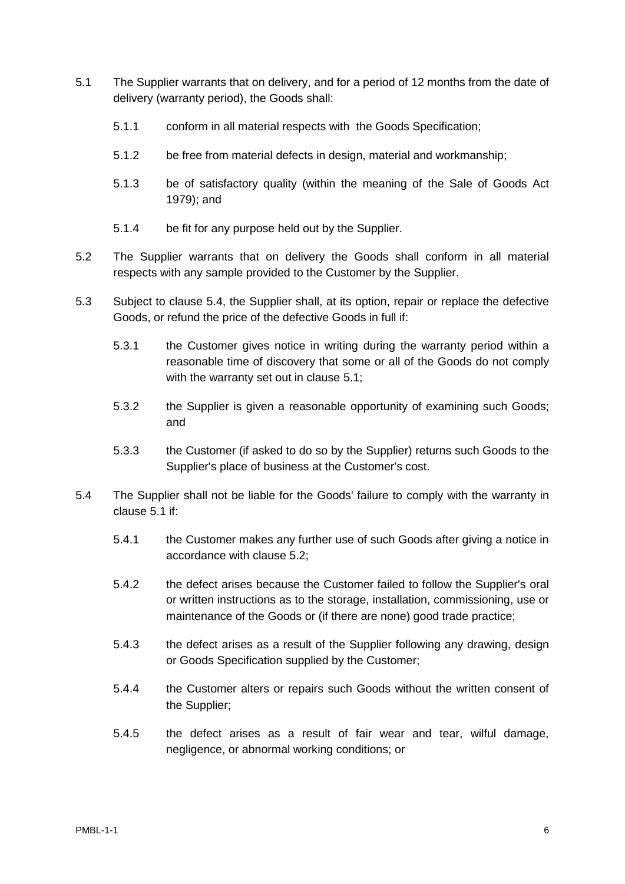5.1 The Supplier warrants that on delivery, and for a period of 12 months from the date of delivery (warranty period), the Goods shall:

  5.1.1 conform in all material respects with the Goods Specification;

  5.1.2 be free from material defects in design, material and workmanship;

  5.1.3 be of satisfactory quality (within the meaning of the Sale of Goods Act 1979); and

  5.1.4 be fit for any purpose held out by the Supplier.

5.2 The Supplier warrants that on delivery the Goods shall conform in all material respects with any sample provided to the Customer by the Supplier.

5.3 Subject to clause 5.4, the Supplier shall, at its option, repair or replace the defective Goods, or refund the price of the defective Goods in full if:

  5.3.1 the Customer gives notice in writing during the warranty period within a reasonable time of discovery that some or all of the Goods do not comply with the warranty set out in clause 5.1;

  5.3.2 the Supplier is given a reasonable opportunity of examining such Goods; and

  5.3.3 the Customer (if asked to do so by the Supplier) returns such Goods to the Supplier's place of business at the Customer's cost.

5.4 The Supplier shall not be liable for the Goods' failure to comply with the warranty in clause 5.1 if:

  5.4.1 the Customer makes any further use of such Goods after giving a notice in accordance with clause 5.2;

  5.4.2 the defect arises because the Customer failed to follow the Supplier's oral or written instructions as to the storage, installation, commissioning, use or maintenance of the Goods or (if there are none) good trade practice;

  5.4.3 the defect arises as a result of the Supplier following any drawing, design or Goods Specification supplied by the Customer;

  5.4.4 the Customer alters or repairs such Goods without the written consent of the Supplier;

  5.4.5 the defect arises as a result of fair wear and tear, wilful damage, negligence, or abnormal working conditions; or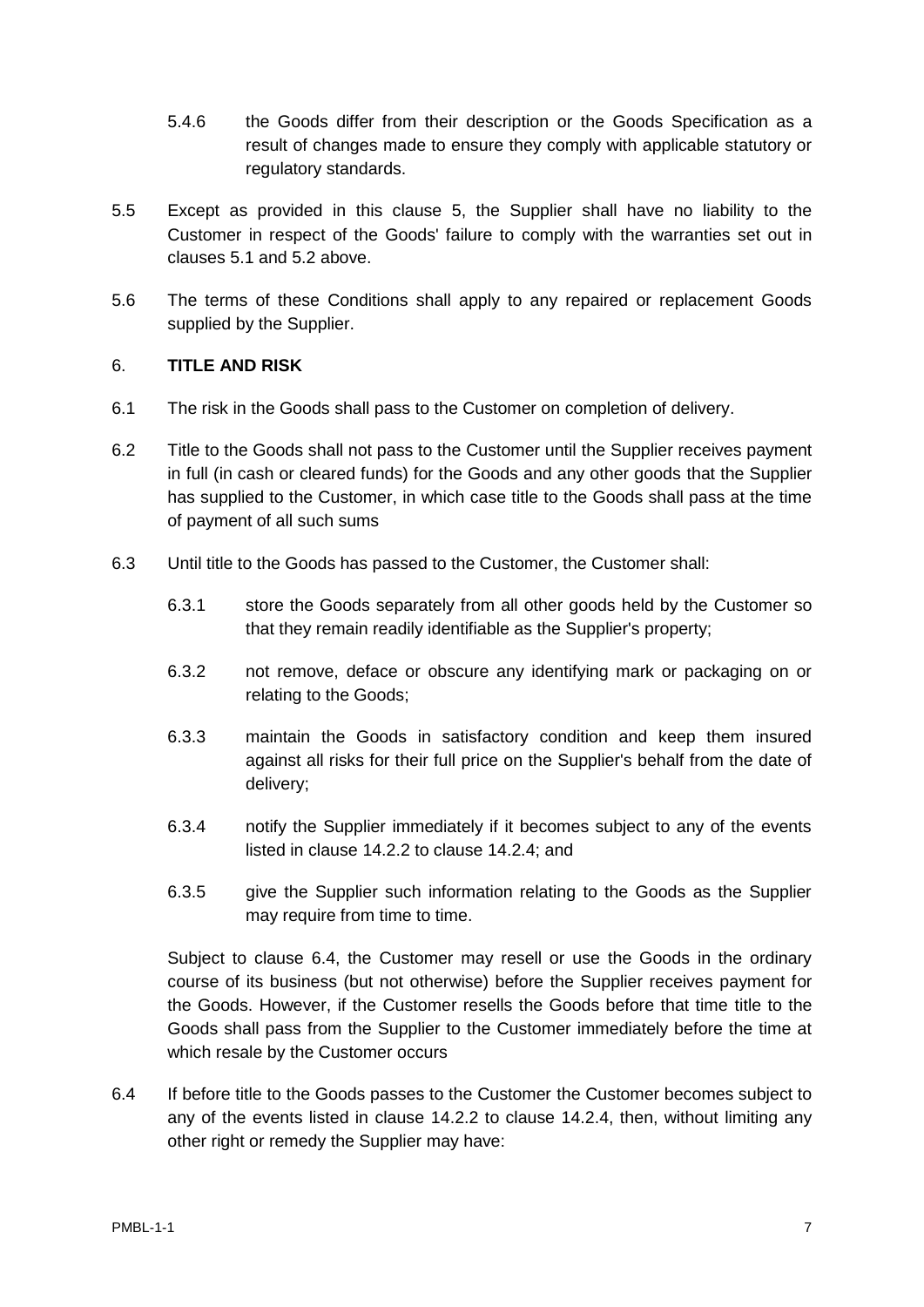5.4.6 the Goods differ from their description or the Goods Specification as a result of changes made to ensure they comply with applicable statutory or regulatory standards.

5.5 Except as provided in this clause 5, the Supplier shall have no liability to the Customer in respect of the Goods' failure to comply with the warranties set out in clauses 5.1 and 5.2 above.

5.6 The terms of these Conditions shall apply to any repaired or replacement Goods supplied by the Supplier.

## 6. TITLE AND RISK

6.1 The risk in the Goods shall pass to the Customer on completion of delivery.

6.2 Title to the Goods shall not pass to the Customer until the Supplier receives payment in full (in cash or cleared funds) for the Goods and any other goods that the Supplier has supplied to the Customer, in which case title to the Goods shall pass at the time of payment of all such sums

6.3 Until title to the Goods has passed to the Customer, the Customer shall:

6.3.1 store the Goods separately from all other goods held by the Customer so that they remain readily identifiable as the Supplier's property;

6.3.2 not remove, deface or obscure any identifying mark or packaging on or relating to the Goods;

6.3.3 maintain the Goods in satisfactory condition and keep them insured against all risks for their full price on the Supplier's behalf from the date of delivery;

6.3.4 notify the Supplier immediately if it becomes subject to any of the events listed in clause 14.2.2 to clause 14.2.4; and

6.3.5 give the Supplier such information relating to the Goods as the Supplier may require from time to time.

Subject to clause 6.4, the Customer may resell or use the Goods in the ordinary course of its business (but not otherwise) before the Supplier receives payment for the Goods. However, if the Customer resells the Goods before that time title to the Goods shall pass from the Supplier to the Customer immediately before the time at which resale by the Customer occurs

6.4 If before title to the Goods passes to the Customer the Customer becomes subject to any of the events listed in clause 14.2.2 to clause 14.2.4, then, without limiting any other right or remedy the Supplier may have: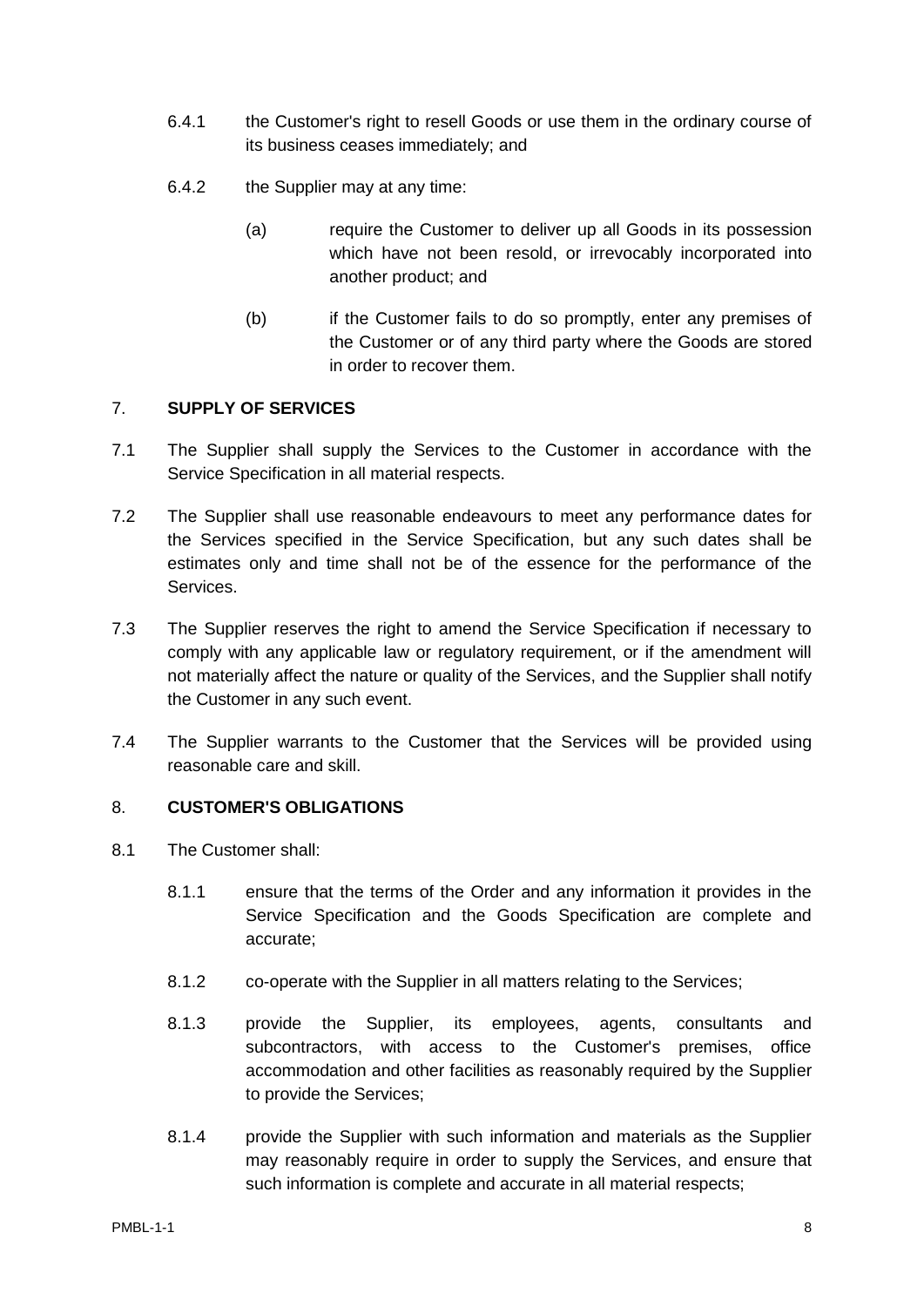6.4.1 the Customer's right to resell Goods or use them in the ordinary course of its business ceases immediately; and

6.4.2 the Supplier may at any time:

(a) require the Customer to deliver up all Goods in its possession which have not been resold, or irrevocably incorporated into another product; and

(b) if the Customer fails to do so promptly, enter any premises of the Customer or of any third party where the Goods are stored in order to recover them.

## 7. SUPPLY OF SERVICES

7.1 The Supplier shall supply the Services to the Customer in accordance with the Service Specification in all material respects.

7.2 The Supplier shall use reasonable endeavours to meet any performance dates for the Services specified in the Service Specification, but any such dates shall be estimates only and time shall not be of the essence for the performance of the Services.

7.3 The Supplier reserves the right to amend the Service Specification if necessary to comply with any applicable law or regulatory requirement, or if the amendment will not materially affect the nature or quality of the Services, and the Supplier shall notify the Customer in any such event.

7.4 The Supplier warrants to the Customer that the Services will be provided using reasonable care and skill.

## 8. CUSTOMER'S OBLIGATIONS

8.1 The Customer shall:

8.1.1 ensure that the terms of the Order and any information it provides in the Service Specification and the Goods Specification are complete and accurate;

8.1.2 co-operate with the Supplier in all matters relating to the Services;

8.1.3 provide the Supplier, its employees, agents, consultants and subcontractors, with access to the Customer's premises, office accommodation and other facilities as reasonably required by the Supplier to provide the Services;

8.1.4 provide the Supplier with such information and materials as the Supplier may reasonably require in order to supply the Services, and ensure that such information is complete and accurate in all material respects;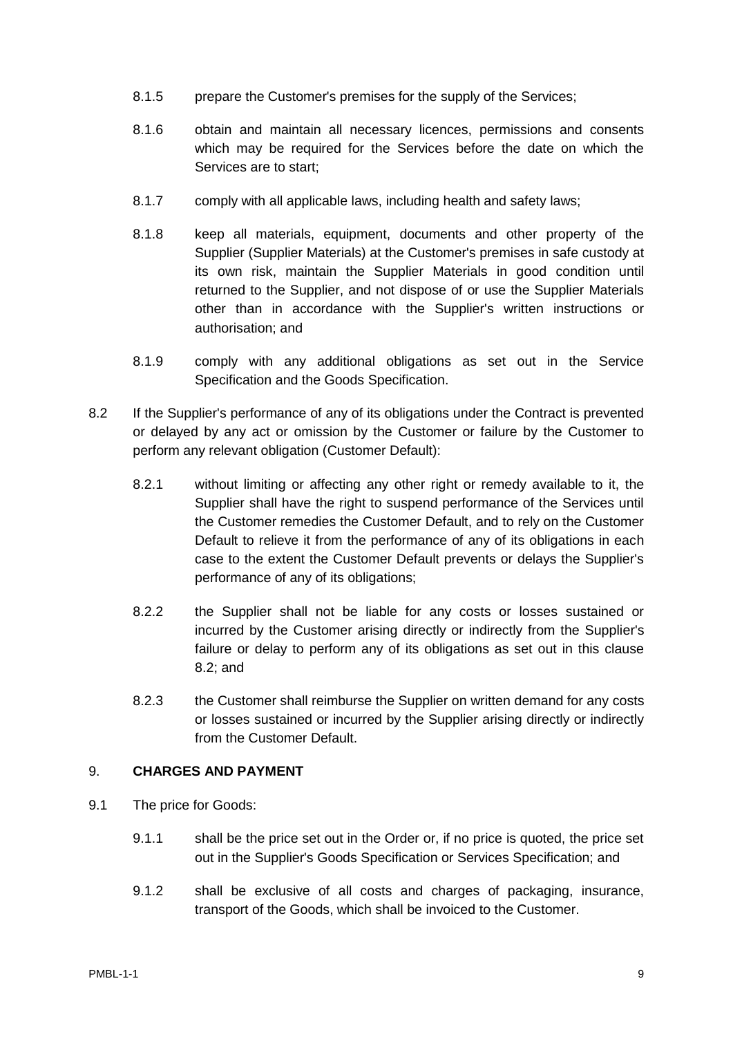8.1.5 prepare the Customer's premises for the supply of the Services;

8.1.6 obtain and maintain all necessary licences, permissions and consents which may be required for the Services before the date on which the Services are to start;

8.1.7 comply with all applicable laws, including health and safety laws;

8.1.8 keep all materials, equipment, documents and other property of the Supplier (Supplier Materials) at the Customer's premises in safe custody at its own risk, maintain the Supplier Materials in good condition until returned to the Supplier, and not dispose of or use the Supplier Materials other than in accordance with the Supplier's written instructions or authorisation; and

8.1.9 comply with any additional obligations as set out in the Service Specification and the Goods Specification.

8.2 If the Supplier's performance of any of its obligations under the Contract is prevented or delayed by any act or omission by the Customer or failure by the Customer to perform any relevant obligation (Customer Default):

8.2.1 without limiting or affecting any other right or remedy available to it, the Supplier shall have the right to suspend performance of the Services until the Customer remedies the Customer Default, and to rely on the Customer Default to relieve it from the performance of any of its obligations in each case to the extent the Customer Default prevents or delays the Supplier's performance of any of its obligations;

8.2.2 the Supplier shall not be liable for any costs or losses sustained or incurred by the Customer arising directly or indirectly from the Supplier's failure or delay to perform any of its obligations as set out in this clause 8.2; and

8.2.3 the Customer shall reimburse the Supplier on written demand for any costs or losses sustained or incurred by the Supplier arising directly or indirectly from the Customer Default.

## 9. **CHARGES AND PAYMENT**

9.1 The price for Goods:

9.1.1 shall be the price set out in the Order or, if no price is quoted, the price set out in the Supplier's Goods Specification or Services Specification; and

9.1.2 shall be exclusive of all costs and charges of packaging, insurance, transport of the Goods, which shall be invoiced to the Customer.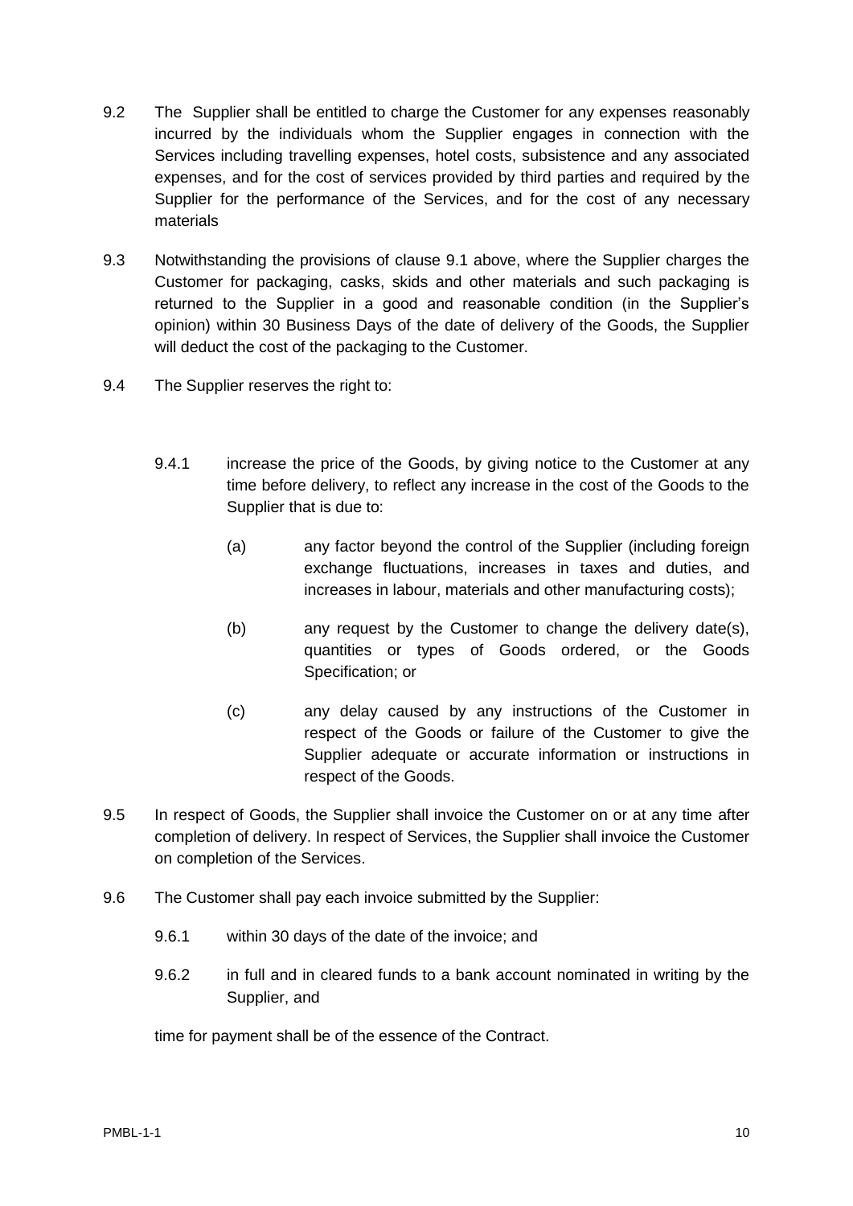9.2 The Supplier shall be entitled to charge the Customer for any expenses reasonably incurred by the individuals whom the Supplier engages in connection with the Services including travelling expenses, hotel costs, subsistence and any associated expenses, and for the cost of services provided by third parties and required by the Supplier for the performance of the Services, and for the cost of any necessary materials

9.3 Notwithstanding the provisions of clause 9.1 above, where the Supplier charges the Customer for packaging, casks, skids and other materials and such packaging is returned to the Supplier in a good and reasonable condition (in the Supplier's opinion) within 30 Business Days of the date of delivery of the Goods, the Supplier will deduct the cost of the packaging to the Customer.

9.4 The Supplier reserves the right to:

9.4.1 increase the price of the Goods, by giving notice to the Customer at any time before delivery, to reflect any increase in the cost of the Goods to the Supplier that is due to:

(a) any factor beyond the control of the Supplier (including foreign exchange fluctuations, increases in taxes and duties, and increases in labour, materials and other manufacturing costs);

(b) any request by the Customer to change the delivery date(s), quantities or types of Goods ordered, or the Goods Specification; or

(c) any delay caused by any instructions of the Customer in respect of the Goods or failure of the Customer to give the Supplier adequate or accurate information or instructions in respect of the Goods.

9.5 In respect of Goods, the Supplier shall invoice the Customer on or at any time after completion of delivery. In respect of Services, the Supplier shall invoice the Customer on completion of the Services.

9.6 The Customer shall pay each invoice submitted by the Supplier:

9.6.1 within 30 days of the date of the invoice; and

9.6.2 in full and in cleared funds to a bank account nominated in writing by the Supplier, and

time for payment shall be of the essence of the Contract.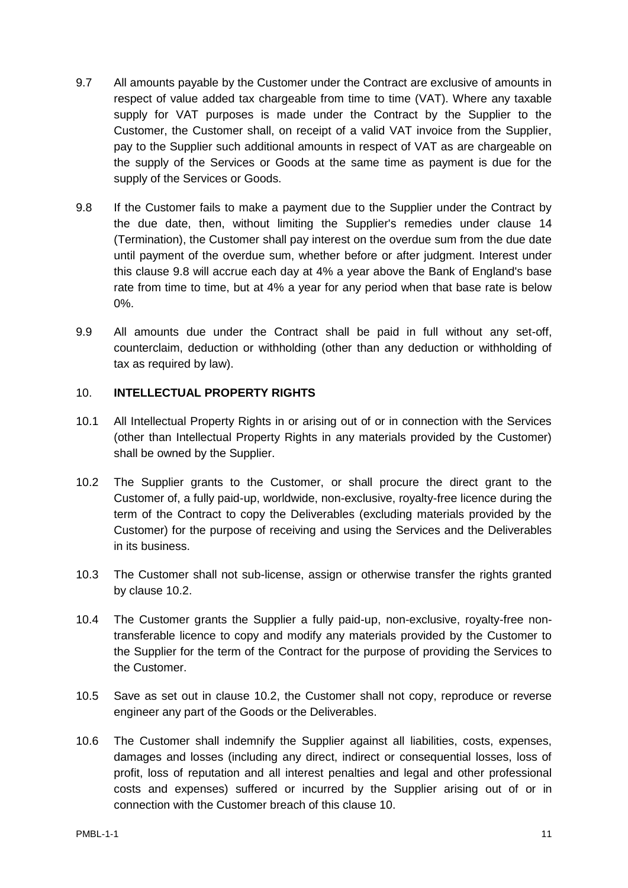9.7 All amounts payable by the Customer under the Contract are exclusive of amounts in respect of value added tax chargeable from time to time (VAT). Where any taxable supply for VAT purposes is made under the Contract by the Supplier to the Customer, the Customer shall, on receipt of a valid VAT invoice from the Supplier, pay to the Supplier such additional amounts in respect of VAT as are chargeable on the supply of the Services or Goods at the same time as payment is due for the supply of the Services or Goods.

9.8 If the Customer fails to make a payment due to the Supplier under the Contract by the due date, then, without limiting the Supplier's remedies under clause 14 (Termination), the Customer shall pay interest on the overdue sum from the due date until payment of the overdue sum, whether before or after judgment. Interest under this clause 9.8 will accrue each day at 4% a year above the Bank of England's base rate from time to time, but at 4% a year for any period when that base rate is below 0%.

9.9 All amounts due under the Contract shall be paid in full without any set-off, counterclaim, deduction or withholding (other than any deduction or withholding of tax as required by law).

## 10. INTELLECTUAL PROPERTY RIGHTS

10.1 All Intellectual Property Rights in or arising out of or in connection with the Services (other than Intellectual Property Rights in any materials provided by the Customer) shall be owned by the Supplier.

10.2 The Supplier grants to the Customer, or shall procure the direct grant to the Customer of, a fully paid-up, worldwide, non-exclusive, royalty-free licence during the term of the Contract to copy the Deliverables (excluding materials provided by the Customer) for the purpose of receiving and using the Services and the Deliverables in its business.

10.3 The Customer shall not sub-license, assign or otherwise transfer the rights granted by clause 10.2.

10.4 The Customer grants the Supplier a fully paid-up, non-exclusive, royalty-free non-transferable licence to copy and modify any materials provided by the Customer to the Supplier for the term of the Contract for the purpose of providing the Services to the Customer.

10.5 Save as set out in clause 10.2, the Customer shall not copy, reproduce or reverse engineer any part of the Goods or the Deliverables.

10.6 The Customer shall indemnify the Supplier against all liabilities, costs, expenses, damages and losses (including any direct, indirect or consequential losses, loss of profit, loss of reputation and all interest penalties and legal and other professional costs and expenses) suffered or incurred by the Supplier arising out of or in connection with the Customer breach of this clause 10.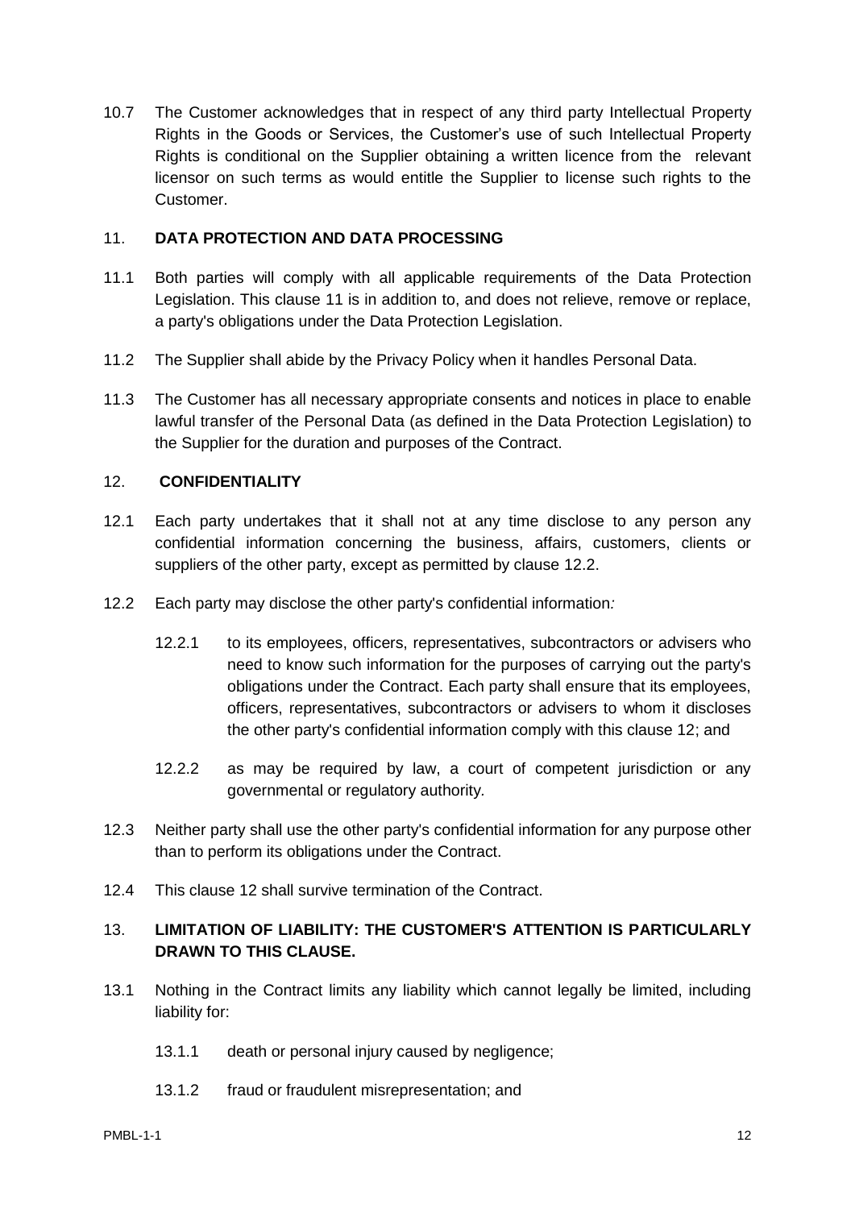10.7 The Customer acknowledges that in respect of any third party Intellectual Property Rights in the Goods or Services, the Customer's use of such Intellectual Property Rights is conditional on the Supplier obtaining a written licence from the relevant licensor on such terms as would entitle the Supplier to license such rights to the Customer.

## 11. DATA PROTECTION AND DATA PROCESSING

11.1 Both parties will comply with all applicable requirements of the Data Protection Legislation. This clause 11 is in addition to, and does not relieve, remove or replace, a party's obligations under the Data Protection Legislation.

11.2 The Supplier shall abide by the Privacy Policy when it handles Personal Data.

11.3 The Customer has all necessary appropriate consents and notices in place to enable lawful transfer of the Personal Data (as defined in the Data Protection Legislation) to the Supplier for the duration and purposes of the Contract.

## 12. CONFIDENTIALITY

12.1 Each party undertakes that it shall not at any time disclose to any person any confidential information concerning the business, affairs, customers, clients or suppliers of the other party, except as permitted by clause 12.2.

12.2 Each party may disclose the other party's confidential information*:*

12.2.1 to its employees, officers, representatives, subcontractors or advisers who need to know such information for the purposes of carrying out the party's obligations under the Contract. Each party shall ensure that its employees, officers, representatives, subcontractors or advisers to whom it discloses the other party's confidential information comply with this clause 12; and

12.2.2 as may be required by law, a court of competent jurisdiction or any governmental or regulatory authority.

12.3 Neither party shall use the other party's confidential information for any purpose other than to perform its obligations under the Contract.

12.4 This clause 12 shall survive termination of the Contract.

## 13. LIMITATION OF LIABILITY: THE CUSTOMER'S ATTENTION IS PARTICULARLY DRAWN TO THIS CLAUSE.

13.1 Nothing in the Contract limits any liability which cannot legally be limited, including liability for:

13.1.1 death or personal injury caused by negligence;

13.1.2 fraud or fraudulent misrepresentation; and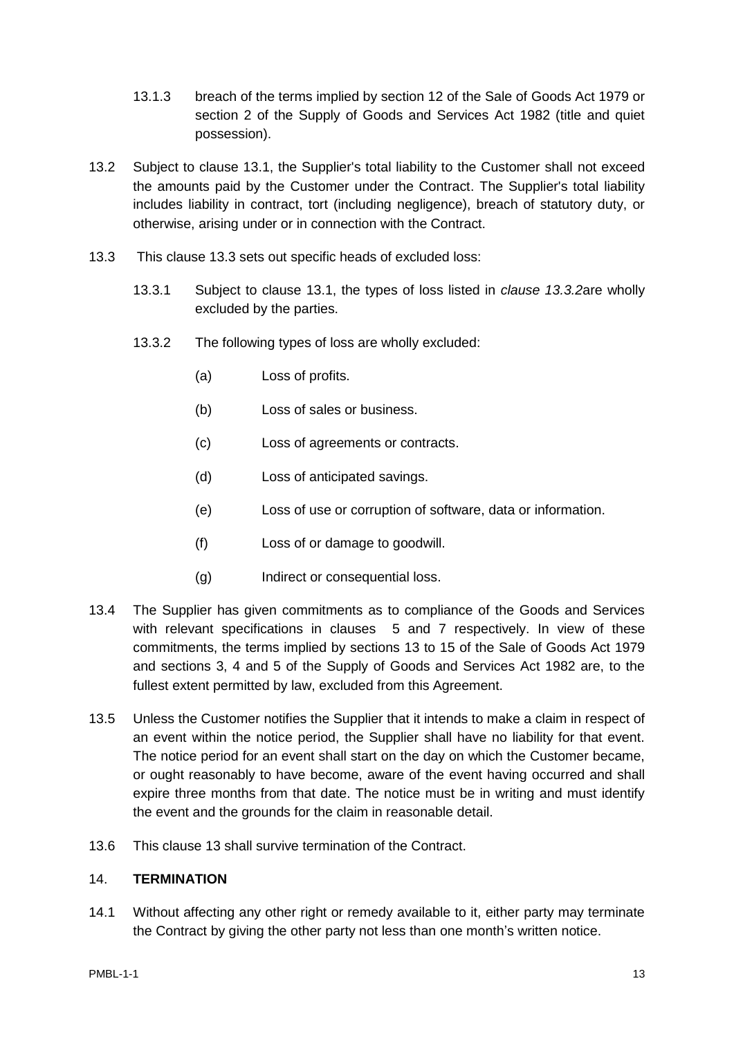13.1.3 breach of the terms implied by section 12 of the Sale of Goods Act 1979 or section 2 of the Supply of Goods and Services Act 1982 (title and quiet possession).

13.2 Subject to clause 13.1, the Supplier's total liability to the Customer shall not exceed the amounts paid by the Customer under the Contract. The Supplier's total liability includes liability in contract, tort (including negligence), breach of statutory duty, or otherwise, arising under or in connection with the Contract.

13.3 This clause 13.3 sets out specific heads of excluded loss:

13.3.1 Subject to clause 13.1, the types of loss listed in *clause 13.3.2*are wholly excluded by the parties.

13.3.2 The following types of loss are wholly excluded:

(a) Loss of profits.

(b) Loss of sales or business.

(c) Loss of agreements or contracts.

(d) Loss of anticipated savings.

(e) Loss of use or corruption of software, data or information.

(f) Loss of or damage to goodwill.

(g) Indirect or consequential loss.

13.4 The Supplier has given commitments as to compliance of the Goods and Services with relevant specifications in clauses 5 and 7 respectively. In view of these commitments, the terms implied by sections 13 to 15 of the Sale of Goods Act 1979 and sections 3, 4 and 5 of the Supply of Goods and Services Act 1982 are, to the fullest extent permitted by law, excluded from this Agreement.

13.5 Unless the Customer notifies the Supplier that it intends to make a claim in respect of an event within the notice period, the Supplier shall have no liability for that event. The notice period for an event shall start on the day on which the Customer became, or ought reasonably to have become, aware of the event having occurred and shall expire three months from that date. The notice must be in writing and must identify the event and the grounds for the claim in reasonable detail.

13.6 This clause 13 shall survive termination of the Contract.

## 14. TERMINATION

14.1 Without affecting any other right or remedy available to it, either party may terminate the Contract by giving the other party not less than one month's written notice.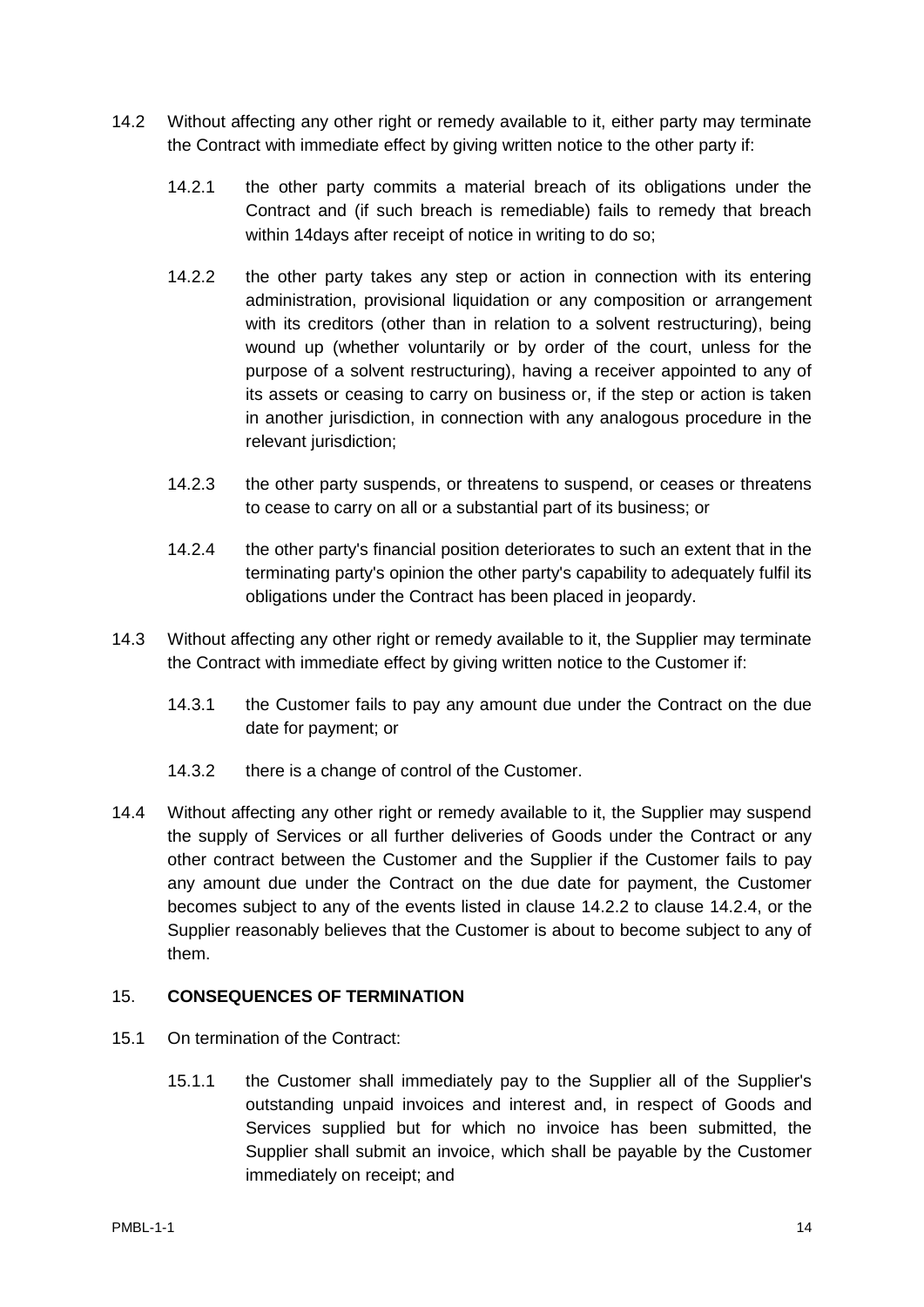14.2 Without affecting any other right or remedy available to it, either party may terminate the Contract with immediate effect by giving written notice to the other party if:

14.2.1 the other party commits a material breach of its obligations under the Contract and (if such breach is remediable) fails to remedy that breach within 14days after receipt of notice in writing to do so;

14.2.2 the other party takes any step or action in connection with its entering administration, provisional liquidation or any composition or arrangement with its creditors (other than in relation to a solvent restructuring), being wound up (whether voluntarily or by order of the court, unless for the purpose of a solvent restructuring), having a receiver appointed to any of its assets or ceasing to carry on business or, if the step or action is taken in another jurisdiction, in connection with any analogous procedure in the relevant jurisdiction;

14.2.3 the other party suspends, or threatens to suspend, or ceases or threatens to cease to carry on all or a substantial part of its business; or

14.2.4 the other party's financial position deteriorates to such an extent that in the terminating party's opinion the other party's capability to adequately fulfil its obligations under the Contract has been placed in jeopardy.

14.3 Without affecting any other right or remedy available to it, the Supplier may terminate the Contract with immediate effect by giving written notice to the Customer if:

14.3.1 the Customer fails to pay any amount due under the Contract on the due date for payment; or

14.3.2 there is a change of control of the Customer.

14.4 Without affecting any other right or remedy available to it, the Supplier may suspend the supply of Services or all further deliveries of Goods under the Contract or any other contract between the Customer and the Supplier if the Customer fails to pay any amount due under the Contract on the due date for payment, the Customer becomes subject to any of the events listed in clause 14.2.2 to clause 14.2.4, or the Supplier reasonably believes that the Customer is about to become subject to any of them.

## 15. **CONSEQUENCES OF TERMINATION**

15.1 On termination of the Contract:

15.1.1 the Customer shall immediately pay to the Supplier all of the Supplier's outstanding unpaid invoices and interest and, in respect of Goods and Services supplied but for which no invoice has been submitted, the Supplier shall submit an invoice, which shall be payable by the Customer immediately on receipt; and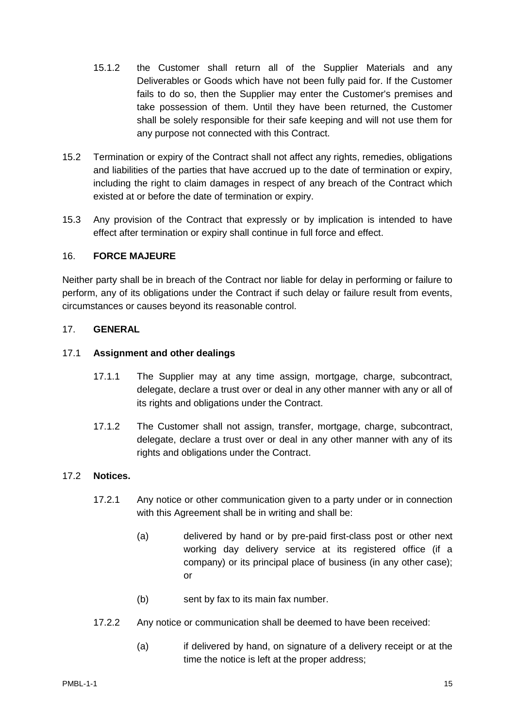15.1.2 the Customer shall return all of the Supplier Materials and any Deliverables or Goods which have not been fully paid for. If the Customer fails to do so, then the Supplier may enter the Customer's premises and take possession of them. Until they have been returned, the Customer shall be solely responsible for their safe keeping and will not use them for any purpose not connected with this Contract.

15.2 Termination or expiry of the Contract shall not affect any rights, remedies, obligations and liabilities of the parties that have accrued up to the date of termination or expiry, including the right to claim damages in respect of any breach of the Contract which existed at or before the date of termination or expiry.

15.3 Any provision of the Contract that expressly or by implication is intended to have effect after termination or expiry shall continue in full force and effect.

## 16. **FORCE MAJEURE**

Neither party shall be in breach of the Contract nor liable for delay in performing or failure to perform, any of its obligations under the Contract if such delay or failure result from events, circumstances or causes beyond its reasonable control.

## 17. **GENERAL**

### 17.1 **Assignment and other dealings**

17.1.1 The Supplier may at any time assign, mortgage, charge, subcontract, delegate, declare a trust over or deal in any other manner with any or all of its rights and obligations under the Contract.

17.1.2 The Customer shall not assign, transfer, mortgage, charge, subcontract, delegate, declare a trust over or deal in any other manner with any of its rights and obligations under the Contract.

### 17.2 **Notices.**

17.2.1 Any notice or other communication given to a party under or in connection with this Agreement shall be in writing and shall be:

(a) delivered by hand or by pre-paid first-class post or other next working day delivery service at its registered office (if a company) or its principal place of business (in any other case); or

(b) sent by fax to its main fax number.

17.2.2 Any notice or communication shall be deemed to have been received:

(a) if delivered by hand, on signature of a delivery receipt or at the time the notice is left at the proper address;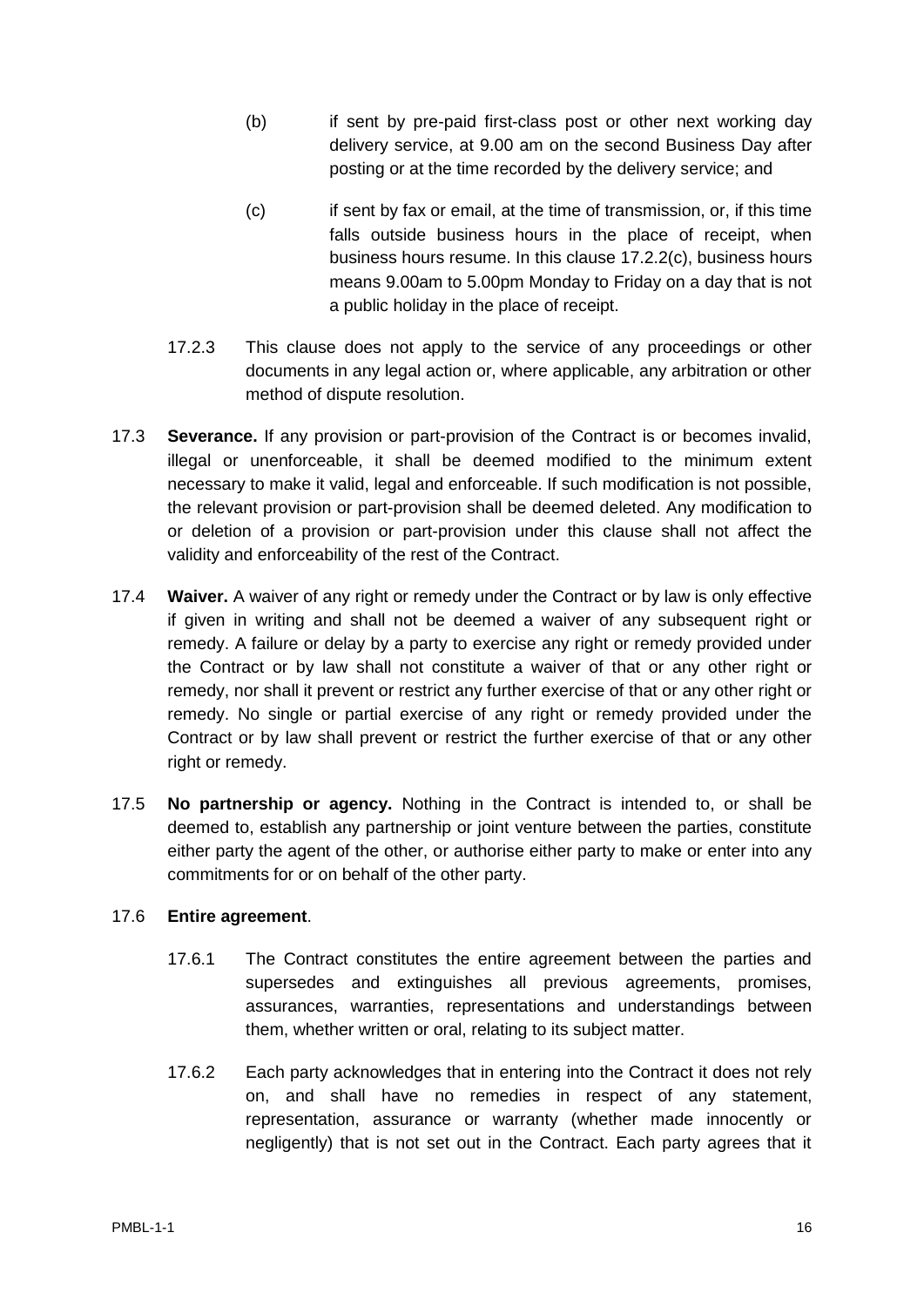(b) if sent by pre-paid first-class post or other next working day delivery service, at 9.00 am on the second Business Day after posting or at the time recorded by the delivery service; and

(c) if sent by fax or email, at the time of transmission, or, if this time falls outside business hours in the place of receipt, when business hours resume. In this clause 17.2.2(c), business hours means 9.00am to 5.00pm Monday to Friday on a day that is not a public holiday in the place of receipt.

17.2.3 This clause does not apply to the service of any proceedings or other documents in any legal action or, where applicable, any arbitration or other method of dispute resolution.

17.3 **Severance.** If any provision or part-provision of the Contract is or becomes invalid, illegal or unenforceable, it shall be deemed modified to the minimum extent necessary to make it valid, legal and enforceable. If such modification is not possible, the relevant provision or part-provision shall be deemed deleted. Any modification to or deletion of a provision or part-provision under this clause shall not affect the validity and enforceability of the rest of the Contract.

17.4 **Waiver.** A waiver of any right or remedy under the Contract or by law is only effective if given in writing and shall not be deemed a waiver of any subsequent right or remedy. A failure or delay by a party to exercise any right or remedy provided under the Contract or by law shall not constitute a waiver of that or any other right or remedy, nor shall it prevent or restrict any further exercise of that or any other right or remedy. No single or partial exercise of any right or remedy provided under the Contract or by law shall prevent or restrict the further exercise of that or any other right or remedy.

17.5 **No partnership or agency.** Nothing in the Contract is intended to, or shall be deemed to, establish any partnership or joint venture between the parties, constitute either party the agent of the other, or authorise either party to make or enter into any commitments for or on behalf of the other party.

17.6 **Entire agreement**.

17.6.1 The Contract constitutes the entire agreement between the parties and supersedes and extinguishes all previous agreements, promises, assurances, warranties, representations and understandings between them, whether written or oral, relating to its subject matter.

17.6.2 Each party acknowledges that in entering into the Contract it does not rely on, and shall have no remedies in respect of any statement, representation, assurance or warranty (whether made innocently or negligently) that is not set out in the Contract. Each party agrees that it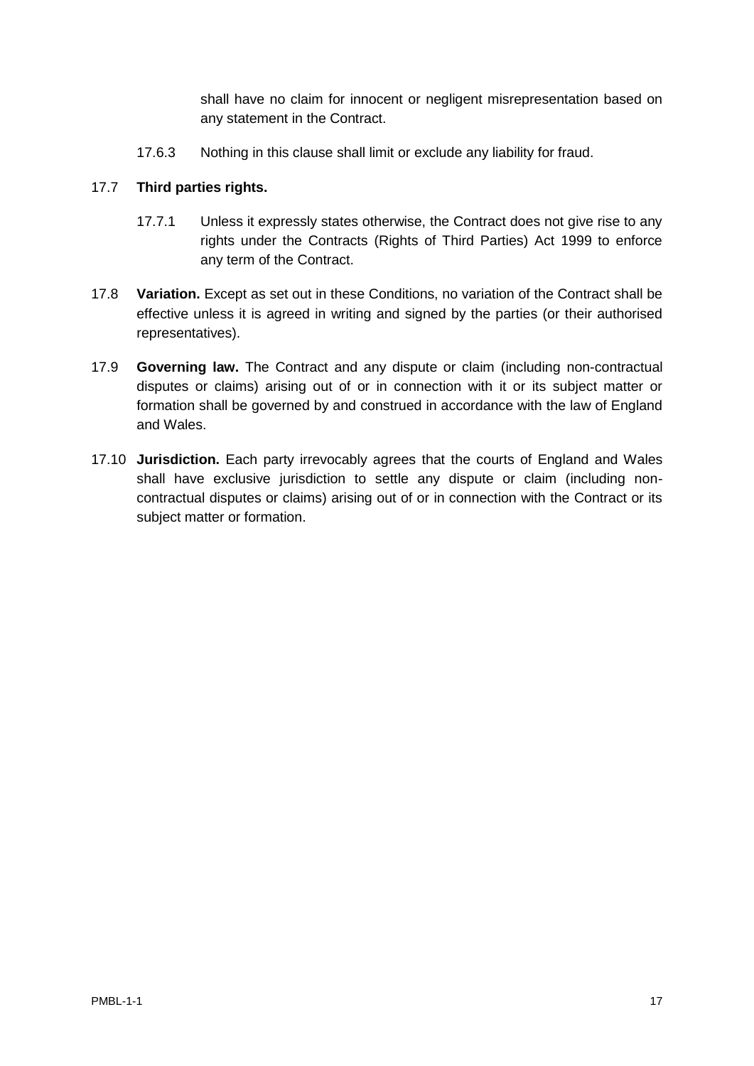shall have no claim for innocent or negligent misrepresentation based on any statement in the Contract.

17.6.3 Nothing in this clause shall limit or exclude any liability for fraud.

17.7 **Third parties rights.**

17.7.1 Unless it expressly states otherwise, the Contract does not give rise to any rights under the Contracts (Rights of Third Parties) Act 1999 to enforce any term of the Contract.

17.8 **Variation.** Except as set out in these Conditions, no variation of the Contract shall be effective unless it is agreed in writing and signed by the parties (or their authorised representatives).

17.9 **Governing law.** The Contract and any dispute or claim (including non-contractual disputes or claims) arising out of or in connection with it or its subject matter or formation shall be governed by and construed in accordance with the law of England and Wales.

17.10 **Jurisdiction.** Each party irrevocably agrees that the courts of England and Wales shall have exclusive jurisdiction to settle any dispute or claim (including non-contractual disputes or claims) arising out of or in connection with the Contract or its subject matter or formation.